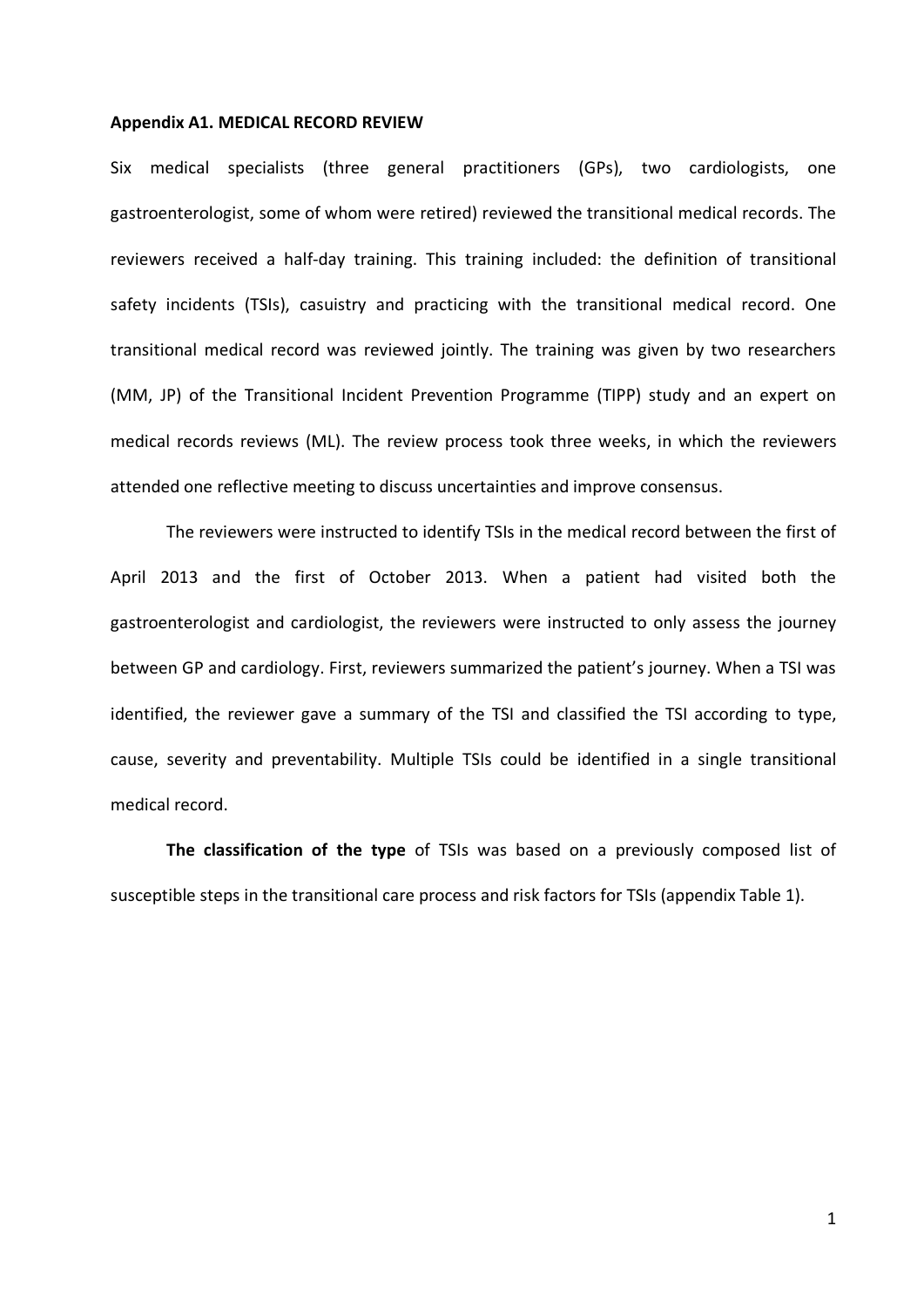**Appendix A1. MEDICAL RECORD REVIEW**

Six medical specialists (three general practitioners (GPs), two cardiologists, one gastroenterologist, some of whom were retired) reviewed the transitional medical records. The reviewers received a half-day training. This training included: the definition of transitional safety incidents (TSIs), casuistry and practicing with the transitional medical record. One transitional medical record was reviewed jointly. The training was given by two researchers (MM, JP) of the Transitional Incident Prevention Programme (TIPP) study and an expert on medical records reviews (ML). The review process took three weeks, in which the reviewers attended one reflective meeting to discuss uncertainties and improve consensus.

The reviewers were instructed to identify TSIs in the medical record between the first of April 2013 and the first of October 2013. When a patient had visited both the gastroenterologist and cardiologist, the reviewers were instructed to only assess the journey between GP and cardiology. First, reviewers summarized the patient's journey. When a TSI was identified, the reviewer gave a summary of the TSI and classified the TSI according to type, cause, severity and preventability. Multiple TSIs could be identified in a single transitional medical record.

**The classification of the type** of TSIs was based on a previously composed list of susceptible steps in the transitional care process and risk factors for TSIs (appendix Table 1).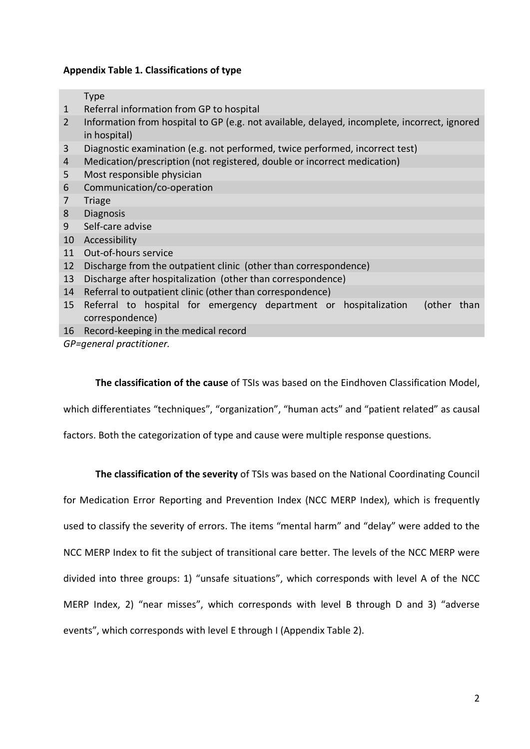**Appendix Table 1. Classifications of type**

| | Type |
|---|---|
| 1 | Referral information from GP to hospital |
| 2 | Information from hospital to GP (e.g. not available, delayed, incomplete, incorrect, ignored in hospital) |
| 3 | Diagnostic examination (e.g. not performed, twice performed, incorrect test) |
| 4 | Medication/prescription (not registered, double or incorrect medication) |
| 5 | Most responsible physician |
| 6 | Communication/co-operation |
| 7 | Triage |
| 8 | Diagnosis |
| 9 | Self-care advise |
| 10 | Accessibility |
| 11 | Out-of-hours service |
| 12 | Discharge from the outpatient clinic (other than correspondence) |
| 13 | Discharge after hospitalization (other than correspondence) |
| 14 | Referral to outpatient clinic (other than correspondence) |
| 15 | Referral to hospital for emergency department or hospitalization (other than correspondence) |
| 16 | Record-keeping in the medical record |

*GP=general practitioner.*

**The classification of the cause** of TSIs was based on the Eindhoven Classification Model, which differentiates "techniques", "organization", "human acts" and "patient related" as causal factors. Both the categorization of type and cause were multiple response questions.

**The classification of the severity** of TSIs was based on the National Coordinating Council for Medication Error Reporting and Prevention Index (NCC MERP Index), which is frequently used to classify the severity of errors. The items "mental harm" and "delay" were added to the NCC MERP Index to fit the subject of transitional care better. The levels of the NCC MERP were divided into three groups: 1) "unsafe situations", which corresponds with level A of the NCC MERP Index, 2) "near misses", which corresponds with level B through D and 3) "adverse events", which corresponds with level E through I (Appendix Table 2).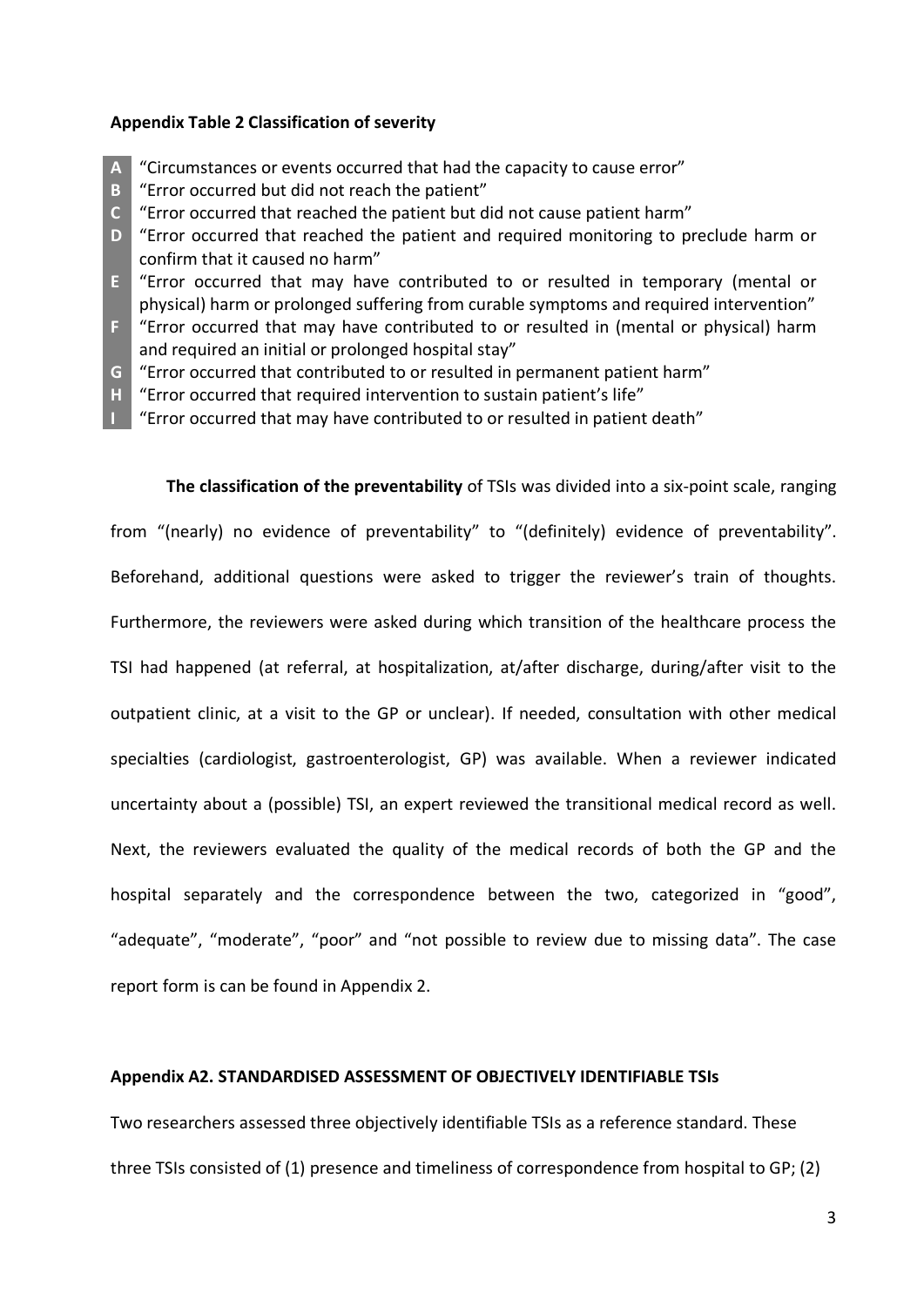**Appendix Table 2 Classification of severity**

| | |
|---|---|
| **A** | "Circumstances or events occurred that had the capacity to cause error" |
| **B** | "Error occurred but did not reach the patient" |
| **C** | "Error occurred that reached the patient but did not cause patient harm" |
| **D** | "Error occurred that reached the patient and required monitoring to preclude harm or confirm that it caused no harm" |
| **E** | "Error occurred that may have contributed to or resulted in temporary (mental or physical) harm or prolonged suffering from curable symptoms and required intervention" |
| **F** | "Error occurred that may have contributed to or resulted in (mental or physical) harm and required an initial or prolonged hospital stay" |
| **G** | "Error occurred that contributed to or resulted in permanent patient harm" |
| **H** | "Error occurred that required intervention to sustain patient's life" |
| **I** | "Error occurred that may have contributed to or resulted in patient death" |

**The classification of the preventability** of TSIs was divided into a six-point scale, ranging from "(nearly) no evidence of preventability" to "(definitely) evidence of preventability". Beforehand, additional questions were asked to trigger the reviewer's train of thoughts. Furthermore, the reviewers were asked during which transition of the healthcare process the TSI had happened (at referral, at hospitalization, at/after discharge, during/after visit to the outpatient clinic, at a visit to the GP or unclear). If needed, consultation with other medical specialties (cardiologist, gastroenterologist, GP) was available. When a reviewer indicated uncertainty about a (possible) TSI, an expert reviewed the transitional medical record as well. Next, the reviewers evaluated the quality of the medical records of both the GP and the hospital separately and the correspondence between the two, categorized in "good", "adequate", "moderate", "poor" and "not possible to review due to missing data". The case report form is can be found in Appendix 2.

**Appendix A2. STANDARDISED ASSESSMENT OF OBJECTIVELY IDENTIFIABLE TSIs**

Two researchers assessed three objectively identifiable TSIs as a reference standard. These three TSIs consisted of (1) presence and timeliness of correspondence from hospital to GP; (2)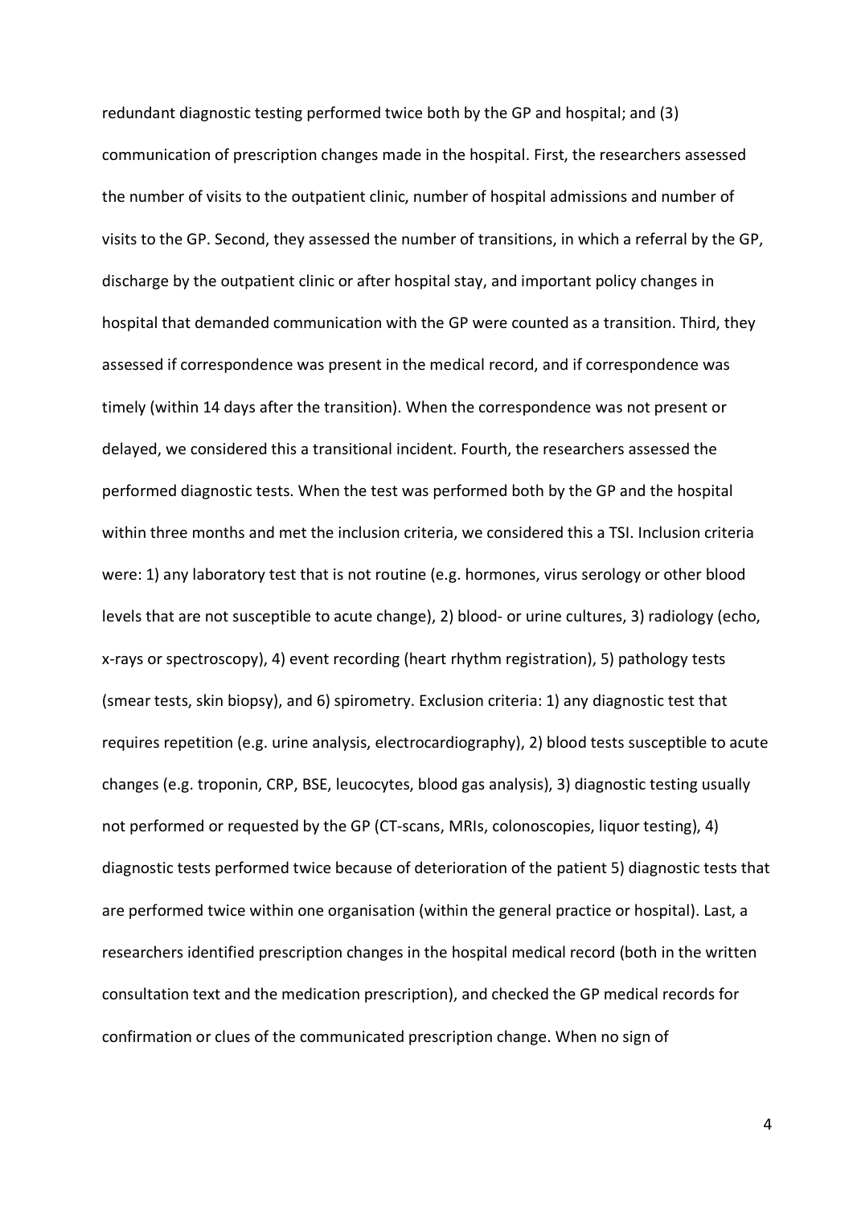redundant diagnostic testing performed twice both by the GP and hospital; and (3) communication of prescription changes made in the hospital. First, the researchers assessed the number of visits to the outpatient clinic, number of hospital admissions and number of visits to the GP. Second, they assessed the number of transitions, in which a referral by the GP, discharge by the outpatient clinic or after hospital stay, and important policy changes in hospital that demanded communication with the GP were counted as a transition. Third, they assessed if correspondence was present in the medical record, and if correspondence was timely (within 14 days after the transition). When the correspondence was not present or delayed, we considered this a transitional incident. Fourth, the researchers assessed the performed diagnostic tests. When the test was performed both by the GP and the hospital within three months and met the inclusion criteria, we considered this a TSI. Inclusion criteria were: 1) any laboratory test that is not routine (e.g. hormones, virus serology or other blood levels that are not susceptible to acute change), 2) blood- or urine cultures, 3) radiology (echo, x-rays or spectroscopy), 4) event recording (heart rhythm registration), 5) pathology tests (smear tests, skin biopsy), and 6) spirometry. Exclusion criteria: 1) any diagnostic test that requires repetition (e.g. urine analysis, electrocardiography), 2) blood tests susceptible to acute changes (e.g. troponin, CRP, BSE, leucocytes, blood gas analysis), 3) diagnostic testing usually not performed or requested by the GP (CT-scans, MRIs, colonoscopies, liquor testing), 4) diagnostic tests performed twice because of deterioration of the patient 5) diagnostic tests that are performed twice within one organisation (within the general practice or hospital). Last, a researchers identified prescription changes in the hospital medical record (both in the written consultation text and the medication prescription), and checked the GP medical records for confirmation or clues of the communicated prescription change. When no sign of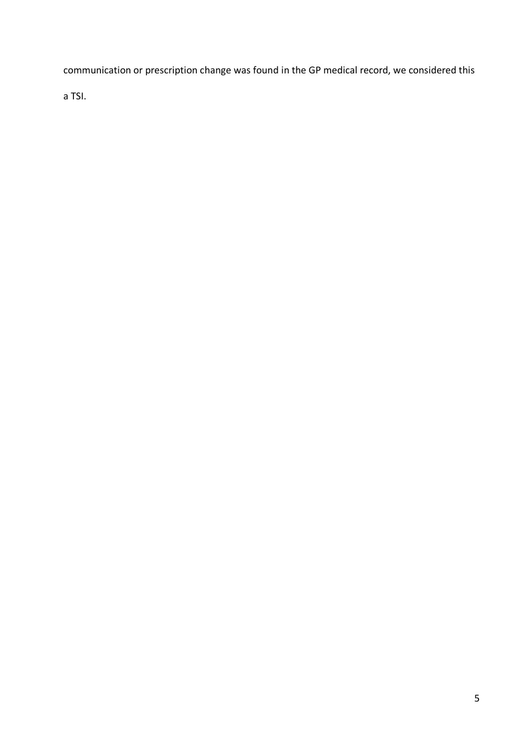communication or prescription change was found in the GP medical record, we considered this a TSI.